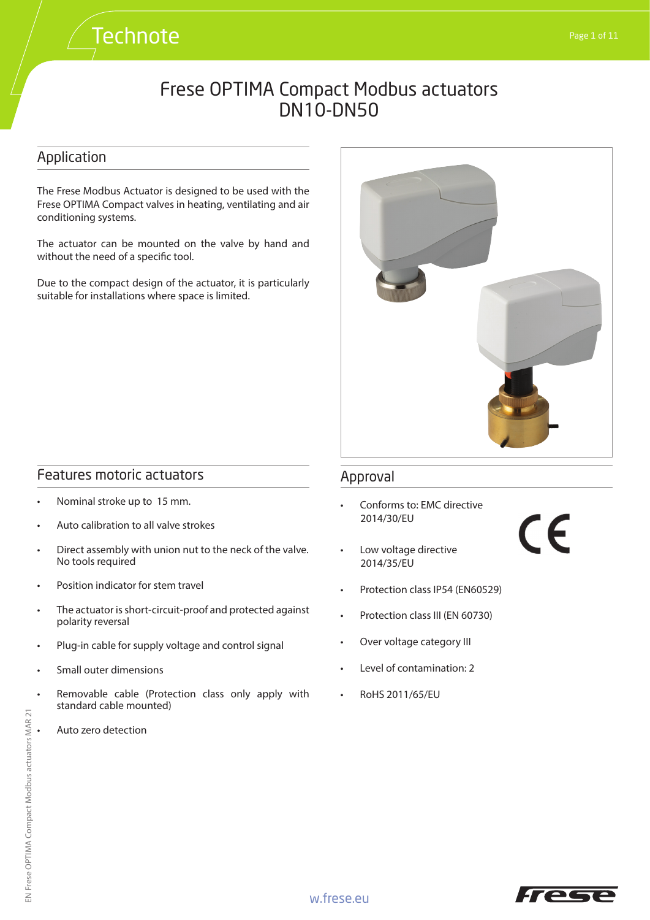# Frese OPTIMA Compact Modbus actuators DN10-DN50

## Application

The Frese Modbus Actuator is designed to be used with the Frese OPTIMA Compact valves in heating, ventilating and air conditioning systems.

The actuator can be mounted on the valve by hand and without the need of a specific tool.

Due to the compact design of the actuator, it is particularly suitable for installations where space is limited.

## Features motoric actuators

- Nominal stroke up to 15 mm.
- Auto calibration to all valve strokes
- Direct assembly with union nut to the neck of the valve. No tools required
- Position indicator for stem travel
- The actuator is short-circuit-proof and protected against polarity reversal
- Plug-in cable for supply voltage and control signal
- Small outer dimensions
- Removable cable (Protection class only apply with standard cable mounted)
- Auto zero detection

## Approval

- Conforms to: EMC directive 2014/30/EU
- Low voltage directive 2014/35/EU
- Protection class IP54 (EN60529)
- Protection class III (EN 60730)
- Over voltage category III
- Level of contamination: 2
- RoHS 2011/65/EU

w.frese.eu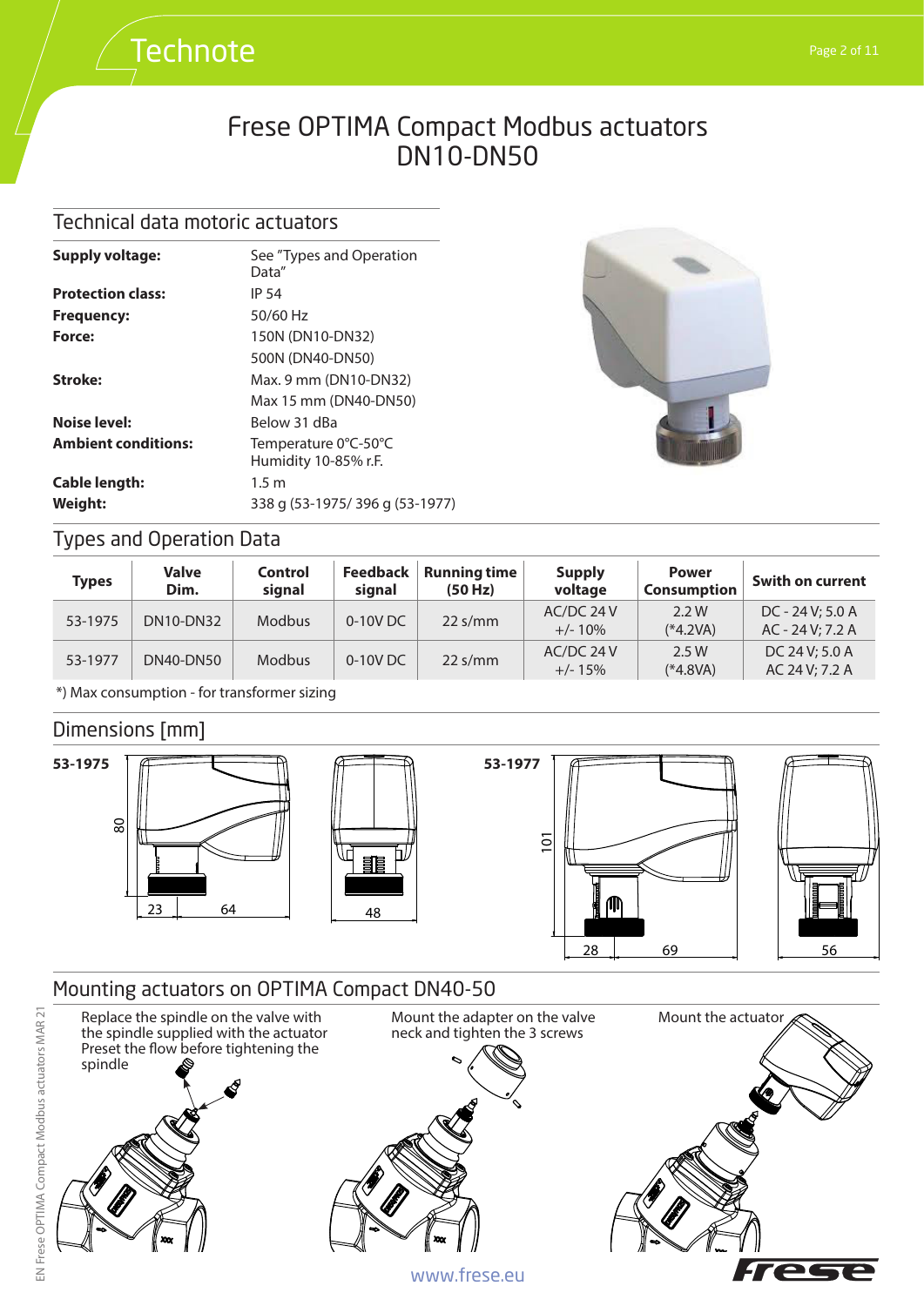# Frese OPTIMA Compact Modbus actuators DN10-DN50

## Technical data motoric actuators

| | |
|---|---|
| **Supply voltage:** | See "Types and Operation Data" |
| **Protection class:** | IP 54 |
| **Frequency:** | 50/60 Hz |
| **Force:** | 150N (DN10-DN32) |
| | 500N (DN40-DN50) |
| **Stroke:** | Max. 9 mm (DN10-DN32) |
| | Max 15 mm (DN40-DN50) |
| **Noise level:** | Below 31 dBa |
| **Ambient conditions:** | Temperature 0°C-50°C<br>Humidity 10-85% r.F. |
| **Cable length:** | 1.5 m |
| **Weight:** | 338 g (53-1975/ 396 g (53-1977) |

## Types and Operation Data

| Types | Valve Dim. | Control signal | Feedback signal | Running time (50 Hz) | Supply voltage | Power Consumption | Swith on current |
|---|---|---|---|---|---|---|---|
| 53-1975 | DN10-DN32 | Modbus | 0-10V DC | 22 s/mm | AC/DC 24 V +/- 10% | 2.2 W (*4.2VA) | DC - 24 V; 5.0 A<br>AC - 24 V; 7.2 A |
| 53-1977 | DN40-DN50 | Modbus | 0-10V DC | 22 s/mm | AC/DC 24 V +/- 15% | 2.5 W (*4.8VA) | DC 24 V; 5.0 A<br>AC 24 V; 7.2 A |

*) Max consumption - for transformer sizing

## Dimensions [mm]

**53-1975**: 80, 23, 64, 48

**53-1977**: 101, 28, 69, 56

## Mounting actuators on OPTIMA Compact DN40-50

Replace the spindle on the valve with the spindle supplied with the actuator
Preset the flow before tightening the spindle

Mount the adapter on the valve neck and tighten the 3 screws

Mount the actuator

www.frese.eu

EN Frese OPTIMA Compact Modbus actuators MAR 21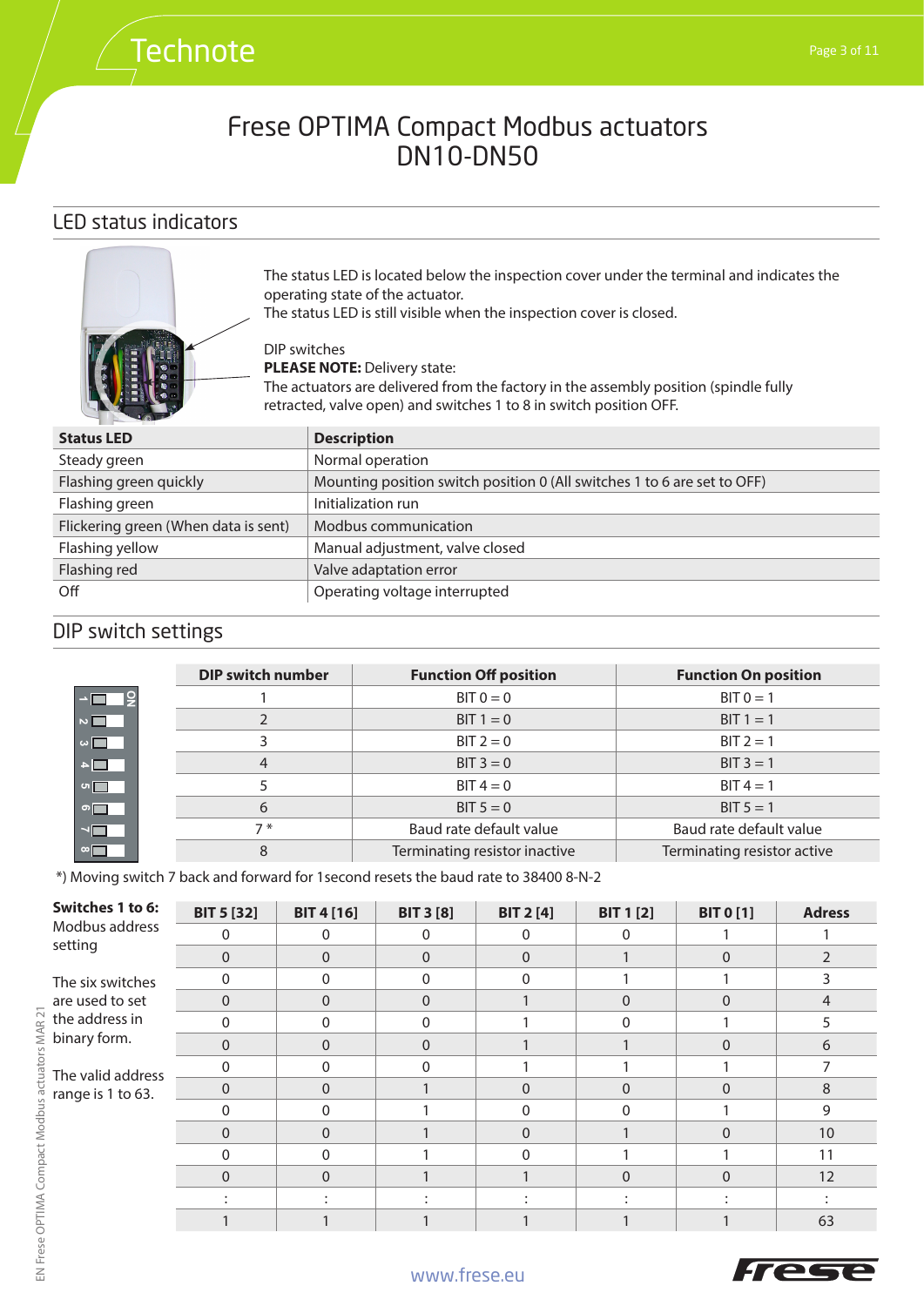# Frese OPTIMA Compact Modbus actuators DN10-DN50

## LED status indicators

The status LED is located below the inspection cover under the terminal and indicates the operating state of the actuator.
The status LED is still visible when the inspection cover is closed.

DIP switches
**PLEASE NOTE:** Delivery state:
The actuators are delivered from the factory in the assembly position (spindle fully retracted, valve open) and switches 1 to 8 in switch position OFF.

| Status LED | Description |
|---|---|
| Steady green | Normal operation |
| Flashing green quickly | Mounting position switch position 0 (All switches 1 to 6 are set to OFF) |
| Flashing green | Initialization run |
| Flickering green (When data is sent) | Modbus communication |
| Flashing yellow | Manual adjustment, valve closed |
| Flashing red | Valve adaptation error |
| Off | Operating voltage interrupted |

## DIP switch settings

| DIP switch number | Function Off position | Function On position |
|---|---|---|
| 1 | BIT 0 = 0 | BIT 0 = 1 |
| 2 | BIT 1 = 0 | BIT 1 = 1 |
| 3 | BIT 2 = 0 | BIT 2 = 1 |
| 4 | BIT 3 = 0 | BIT 3 = 1 |
| 5 | BIT 4 = 0 | BIT 4 = 1 |
| 6 | BIT 5 = 0 | BIT 5 = 1 |
| 7 * | Baud rate default value | Baud rate default value |
| 8 | Terminating resistor inactive | Terminating resistor active |

*) Moving switch 7 back and forward for 1second resets the baud rate to 38400 8-N-2

**Switches 1 to 6:**
Modbus address setting

The six switches are used to set the address in binary form.

The valid address range is 1 to 63.

| BIT 5 [32] | BIT 4 [16] | BIT 3 [8] | BIT 2 [4] | BIT 1 [2] | BIT 0 [1] | Adress |
|---|---|---|---|---|---|---|
| 0 | 0 | 0 | 0 | 0 | 1 | 1 |
| 0 | 0 | 0 | 0 | 1 | 0 | 2 |
| 0 | 0 | 0 | 0 | 1 | 1 | 3 |
| 0 | 0 | 0 | 1 | 0 | 0 | 4 |
| 0 | 0 | 0 | 1 | 0 | 1 | 5 |
| 0 | 0 | 0 | 1 | 1 | 0 | 6 |
| 0 | 0 | 0 | 1 | 1 | 1 | 7 |
| 0 | 0 | 1 | 0 | 0 | 0 | 8 |
| 0 | 0 | 1 | 0 | 0 | 1 | 9 |
| 0 | 0 | 1 | 0 | 1 | 0 | 10 |
| 0 | 0 | 1 | 0 | 1 | 1 | 11 |
| 0 | 0 | 1 | 1 | 0 | 0 | 12 |
| : | : | : | : | : | : | : |
| 1 | 1 | 1 | 1 | 1 | 1 | 63 |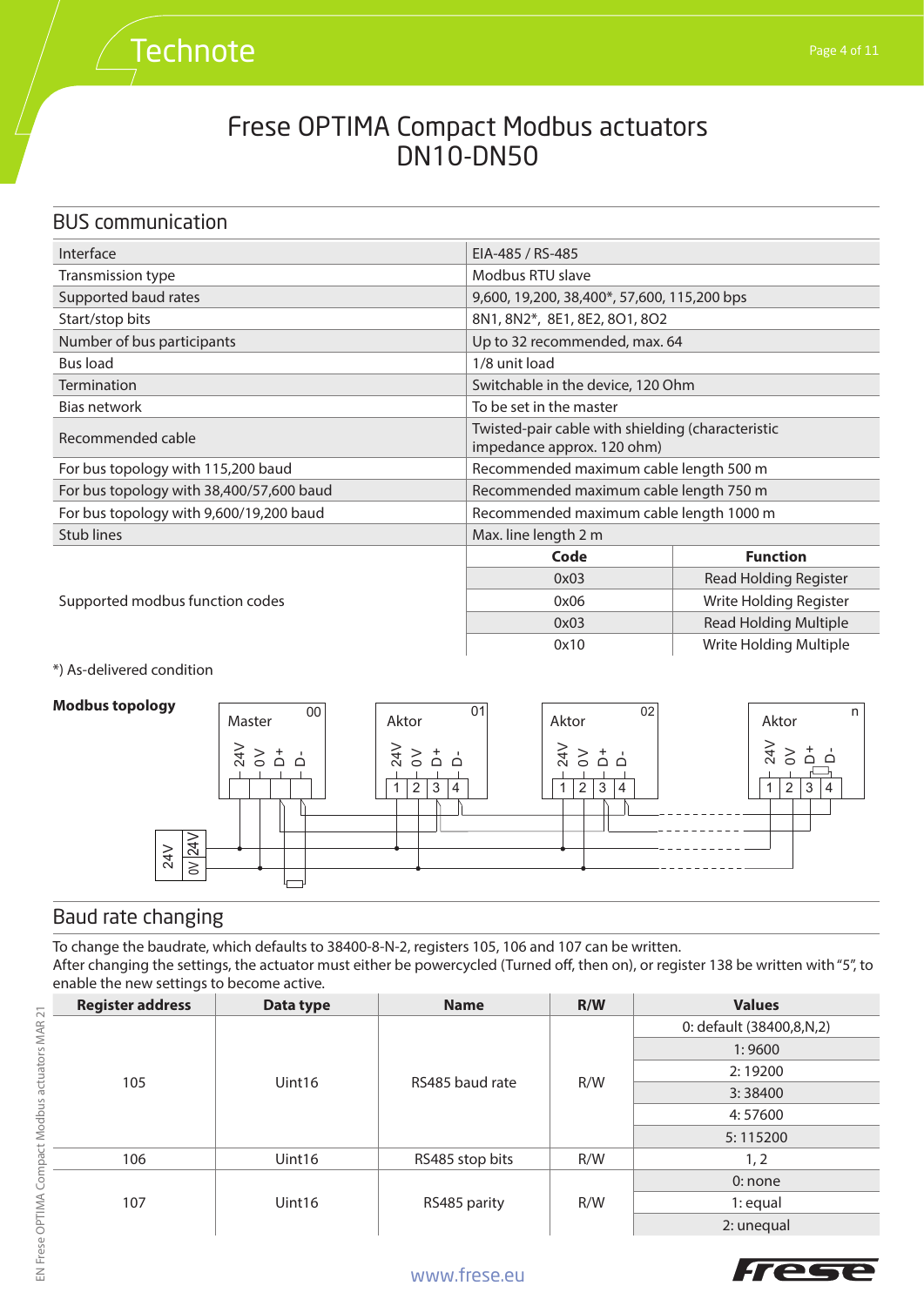# Frese OPTIMA Compact Modbus actuators DN10-DN50

## BUS communication

| | |
|---|---|
| Interface | EIA-485 / RS-485 |
| Transmission type | Modbus RTU slave |
| Supported baud rates | 9,600, 19,200, 38,400*, 57,600, 115,200 bps |
| Start/stop bits | 8N1, 8N2*, 8E1, 8E2, 8O1, 8O2 |
| Number of bus participants | Up to 32 recommended, max. 64 |
| Bus load | 1/8 unit load |
| Termination | Switchable in the device, 120 Ohm |
| Bias network | To be set in the master |
| Recommended cable | Twisted-pair cable with shielding (characteristic impedance approx. 120 ohm) |
| For bus topology with 115,200 baud | Recommended maximum cable length 500 m |
| For bus topology with 38,400/57,600 baud | Recommended maximum cable length 750 m |
| For bus topology with 9,600/19,200 baud | Recommended maximum cable length 1000 m |
| Stub lines | Max. line length 2 m |

Supported modbus function codes:

| Code | Function |
|---|---|
| 0x03 | Read Holding Register |
| 0x06 | Write Holding Register |
| 0x03 | Read Holding Multiple |
| 0x10 | Write Holding Multiple |

*) As-delivered condition

**Modbus topology**

Master 00: 24V, 0V, D+, D- | Aktor 01: 1 2 3 4 (24V, 0V, D+, D-) | Aktor 02: 1 2 3 4 (24V, 0V, D+, D-) | Aktor n: 1 2 3 4 (24V, 0V, D+, D-) | Power supply: 24V, 0V / 24V

## Baud rate changing

To change the baudrate, which defaults to 38400-8-N-2, registers 105, 106 and 107 can be written.
After changing the settings, the actuator must either be powercycled (Turned off, then on), or register 138 be written with "5", to enable the new settings to become active.

| Register address | Data type | Name | R/W | Values |
|---|---|---|---|---|
| 105 | Uint16 | RS485 baud rate | R/W | 0: default (38400,8,N,2) |
| | | | | 1: 9600 |
| | | | | 2: 19200 |
| | | | | 3: 38400 |
| | | | | 4: 57600 |
| | | | | 5: 115200 |
| 106 | Uint16 | RS485 stop bits | R/W | 1, 2 |
| 107 | Uint16 | RS485 parity | R/W | 0: none |
| | | | | 1: equal |
| | | | | 2: unequal |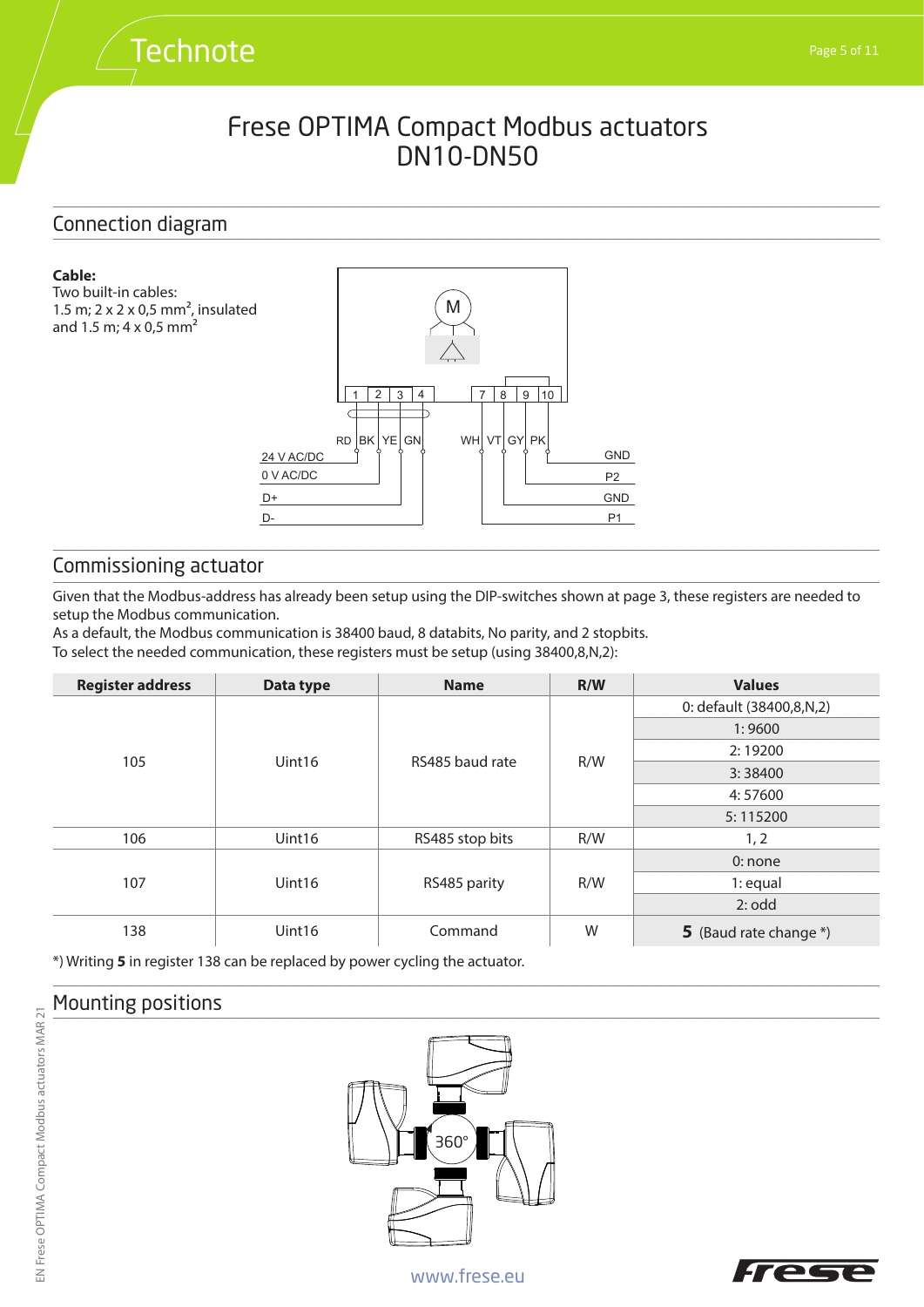# Frese OPTIMA Compact Modbus actuators DN10-DN50

## Connection diagram

**Cable:**
Two built-in cables:
1.5 m; 2 x 2 x 0,5 mm², insulated
and 1.5 m; 4 x 0,5 mm²

## Commissioning actuator

Given that the Modbus-address has already been setup using the DIP-switches shown at page 3, these registers are needed to setup the Modbus communication.
As a default, the Modbus communication is 38400 baud, 8 databits, No parity, and 2 stopbits.
To select the needed communication, these registers must be setup (using 38400,8,N,2):

| Register address | Data type | Name | R/W | Values |
|---|---|---|---|---|
| 105 | Uint16 | RS485 baud rate | R/W | 0: default (38400,8,N,2) |
| | | | | 1: 9600 |
| | | | | 2: 19200 |
| | | | | 3: 38400 |
| | | | | 4: 57600 |
| | | | | 5: 115200 |
| 106 | Uint16 | RS485 stop bits | R/W | 1, 2 |
| 107 | Uint16 | RS485 parity | R/W | 0: none |
| | | | | 1: equal |
| | | | | 2: odd |
| 138 | Uint16 | Command | W | **5** (Baud rate change *) |

*) Writing **5** in register 138 can be replaced by power cycling the actuator.

## Mounting positions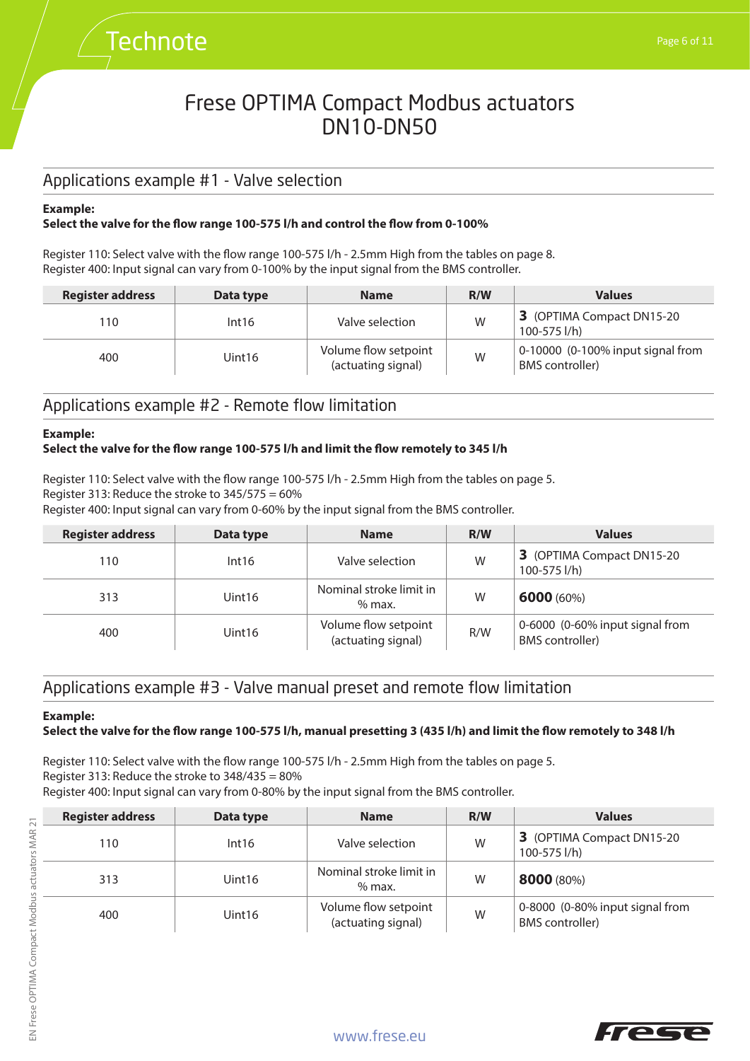# Frese OPTIMA Compact Modbus actuators DN10-DN50

## Applications example #1 - Valve selection

**Example:**
**Select the valve for the flow range 100-575 l/h and control the flow from 0-100%**

Register 110: Select valve with the flow range 100-575 l/h - 2.5mm High from the tables on page 8.
Register 400: Input signal can vary from 0-100% by the input signal from the BMS controller.

| Register address | Data type | Name | R/W | Values |
|---|---|---|---|---|
| 110 | Int16 | Valve selection | W | **3** (OPTIMA Compact DN15-20 100-575 l/h) |
| 400 | Uint16 | Volume flow setpoint (actuating signal) | W | 0-10000 (0-100% input signal from BMS controller) |

## Applications example #2 - Remote flow limitation

**Example:**
**Select the valve for the flow range 100-575 l/h and limit the flow remotely to 345 l/h**

Register 110: Select valve with the flow range 100-575 l/h - 2.5mm High from the tables on page 5.
Register 313: Reduce the stroke to 345/575 = 60%
Register 400: Input signal can vary from 0-60% by the input signal from the BMS controller.

| Register address | Data type | Name | R/W | Values |
|---|---|---|---|---|
| 110 | Int16 | Valve selection | W | **3** (OPTIMA Compact DN15-20 100-575 l/h) |
| 313 | Uint16 | Nominal stroke limit in % max. | W | **6000** (60%) |
| 400 | Uint16 | Volume flow setpoint (actuating signal) | R/W | 0-6000 (0-60% input signal from BMS controller) |

## Applications example #3 - Valve manual preset and remote flow limitation

**Example:**
**Select the valve for the flow range 100-575 l/h, manual presetting 3 (435 l/h) and limit the flow remotely to 348 l/h**

Register 110: Select valve with the flow range 100-575 l/h - 2.5mm High from the tables on page 5.
Register 313: Reduce the stroke to 348/435 = 80%
Register 400: Input signal can vary from 0-80% by the input signal from the BMS controller.

| Register address | Data type | Name | R/W | Values |
|---|---|---|---|---|
| 110 | Int16 | Valve selection | W | **3** (OPTIMA Compact DN15-20 100-575 l/h) |
| 313 | Uint16 | Nominal stroke limit in % max. | W | **8000** (80%) |
| 400 | Uint16 | Volume flow setpoint (actuating signal) | W | 0-8000 (0-80% input signal from BMS controller) |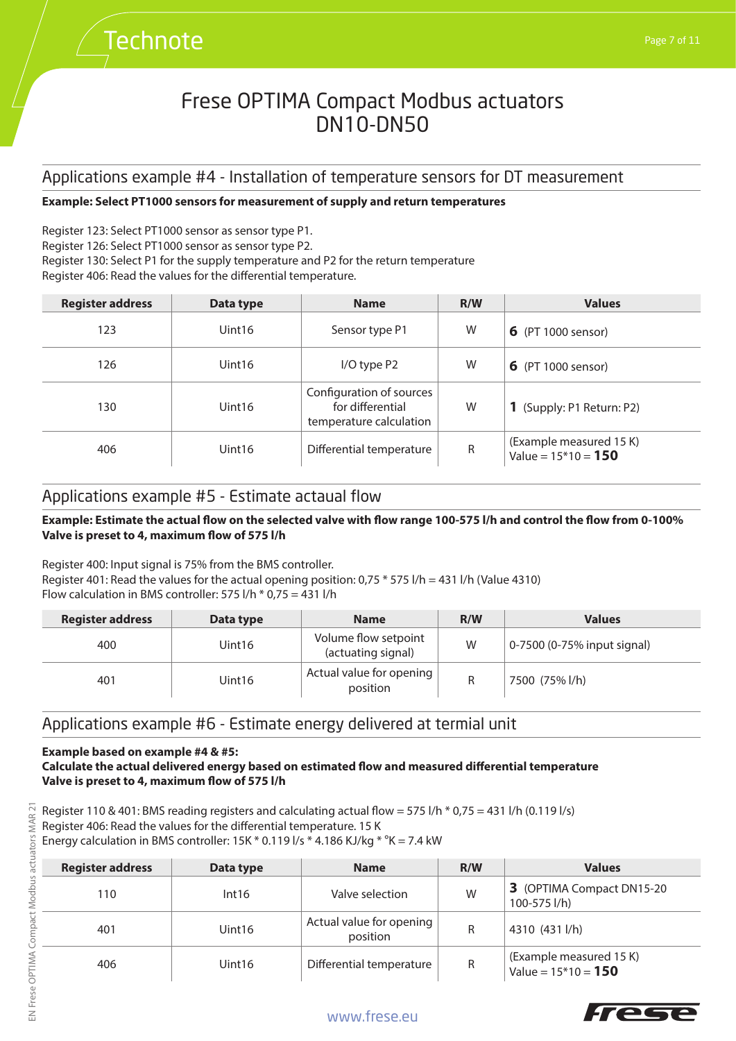# Frese OPTIMA Compact Modbus actuators DN10-DN50

## Applications example #4 - Installation of temperature sensors for DT measurement

**Example: Select PT1000 sensors for measurement of supply and return temperatures**

Register 123: Select PT1000 sensor as sensor type P1.
Register 126: Select PT1000 sensor as sensor type P2.
Register 130: Select P1 for the supply temperature and P2 for the return temperature
Register 406: Read the values for the differential temperature.

| Register address | Data type | Name | R/W | Values |
|---|---|---|---|---|
| 123 | Uint16 | Sensor type P1 | W | **6** (PT 1000 sensor) |
| 126 | Uint16 | I/O type P2 | W | **6** (PT 1000 sensor) |
| 130 | Uint16 | Configuration of sources for differential temperature calculation | W | **1** (Supply: P1 Return: P2) |
| 406 | Uint16 | Differential temperature | R | (Example measured 15 K) Value = 15*10 = **150** |

## Applications example #5 - Estimate actaual flow

**Example: Estimate the actual flow on the selected valve with flow range 100-575 l/h and control the flow from 0-100%**
**Valve is preset to 4, maximum flow of 575 l/h**

Register 400: Input signal is 75% from the BMS controller.
Register 401: Read the values for the actual opening position: 0,75 * 575 l/h = 431 l/h (Value 4310)
Flow calculation in BMS controller: 575 l/h * 0,75 = 431 l/h

| Register address | Data type | Name | R/W | Values |
|---|---|---|---|---|
| 400 | Uint16 | Volume flow setpoint (actuating signal) | W | 0-7500 (0-75% input signal) |
| 401 | Uint16 | Actual value for opening position | R | 7500 (75% l/h) |

## Applications example #6 - Estimate energy delivered at termial unit

**Example based on example #4 & #5:**
**Calculate the actual delivered energy based on estimated flow and measured differential temperature**
**Valve is preset to 4, maximum flow of 575 l/h**

Register 110 & 401: BMS reading registers and calculating actual flow = 575 l/h * 0,75 = 431 l/h (0.119 l/s)
Register 406: Read the values for the differential temperature. 15 K
Energy calculation in BMS controller: 15K * 0.119 l/s * 4.186 KJ/kg * °K = 7.4 kW

| Register address | Data type | Name | R/W | Values |
|---|---|---|---|---|
| 110 | Int16 | Valve selection | W | **3** (OPTIMA Compact DN15-20 100-575 l/h) |
| 401 | Uint16 | Actual value for opening position | R | 4310 (431 l/h) |
| 406 | Uint16 | Differential temperature | R | (Example measured 15 K) Value = 15*10 = **150** |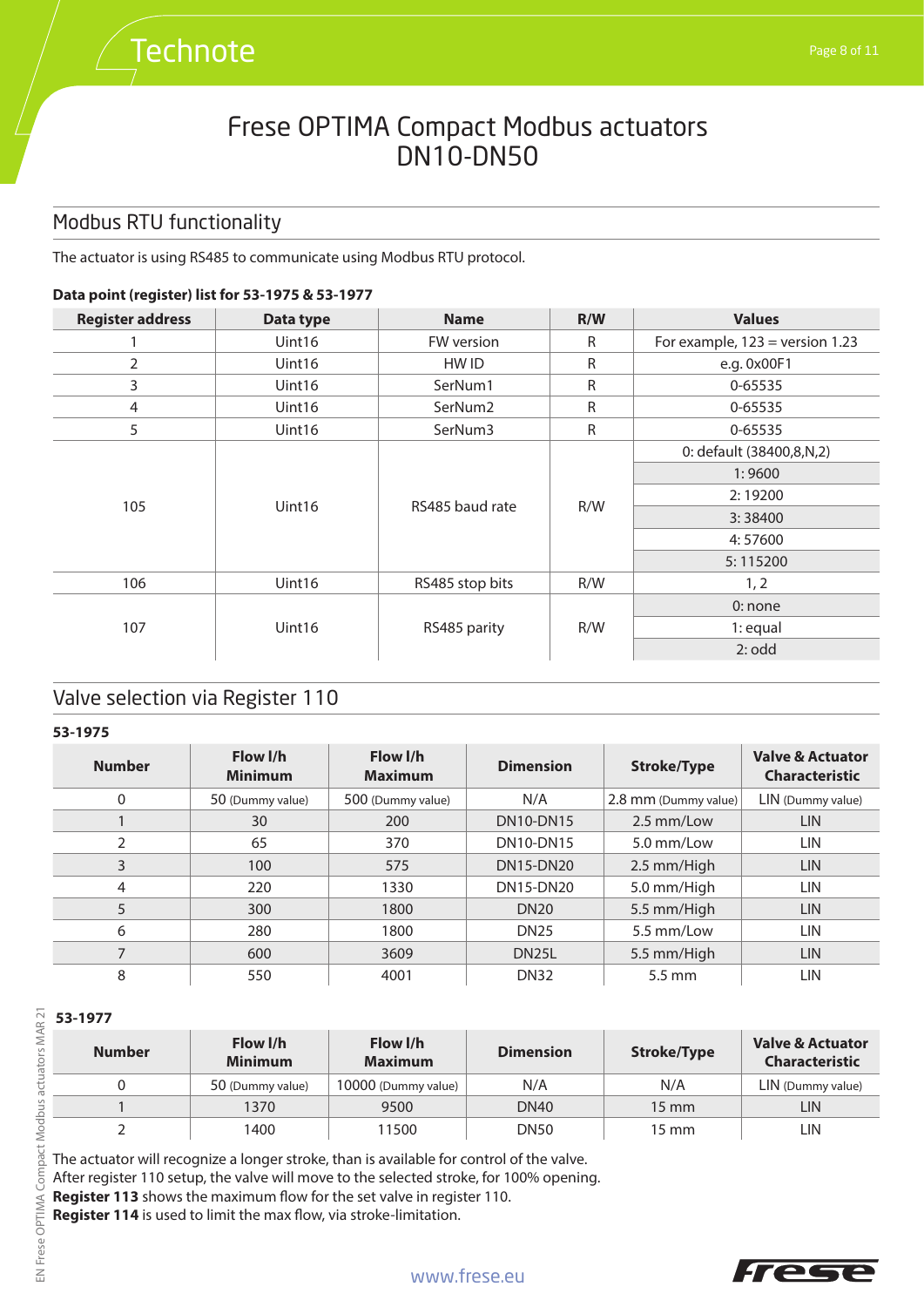# Frese OPTIMA Compact Modbus actuators DN10-DN50

## Modbus RTU functionality

The actuator is using RS485 to communicate using Modbus RTU protocol.

**Data point (register) list for 53-1975 & 53-1977**

| Register address | Data type | Name | R/W | Values |
|---|---|---|---|---|
| 1 | Uint16 | FW version | R | For example, 123 = version 1.23 |
| 2 | Uint16 | HW ID | R | e.g. 0x00F1 |
| 3 | Uint16 | SerNum1 | R | 0-65535 |
| 4 | Uint16 | SerNum2 | R | 0-65535 |
| 5 | Uint16 | SerNum3 | R | 0-65535 |
| 105 | Uint16 | RS485 baud rate | R/W | 0: default (38400,8,N,2) |
| | | | | 1: 9600 |
| | | | | 2: 19200 |
| | | | | 3: 38400 |
| | | | | 4: 57600 |
| | | | | 5: 115200 |
| 106 | Uint16 | RS485 stop bits | R/W | 1, 2 |
| 107 | Uint16 | RS485 parity | R/W | 0: none |
| | | | | 1: equal |
| | | | | 2: odd |

## Valve selection via Register 110

**53-1975**

| Number | Flow l/h Minimum | Flow l/h Maximum | Dimension | Stroke/Type | Valve & Actuator Characteristic |
|---|---|---|---|---|---|
| 0 | 50 (Dummy value) | 500 (Dummy value) | N/A | 2.8 mm (Dummy value) | LIN (Dummy value) |
| 1 | 30 | 200 | DN10-DN15 | 2.5 mm/Low | LIN |
| 2 | 65 | 370 | DN10-DN15 | 5.0 mm/Low | LIN |
| 3 | 100 | 575 | DN15-DN20 | 2.5 mm/High | LIN |
| 4 | 220 | 1330 | DN15-DN20 | 5.0 mm/High | LIN |
| 5 | 300 | 1800 | DN20 | 5.5 mm/High | LIN |
| 6 | 280 | 1800 | DN25 | 5.5 mm/Low | LIN |
| 7 | 600 | 3609 | DN25L | 5.5 mm/High | LIN |
| 8 | 550 | 4001 | DN32 | 5.5 mm | LIN |

**53-1977**

| Number | Flow l/h Minimum | Flow l/h Maximum | Dimension | Stroke/Type | Valve & Actuator Characteristic |
|---|---|---|---|---|---|
| 0 | 50 (Dummy value) | 10000 (Dummy value) | N/A | N/A | LIN (Dummy value) |
| 1 | 1370 | 9500 | DN40 | 15 mm | LIN |
| 2 | 1400 | 11500 | DN50 | 15 mm | LIN |

The actuator will recognize a longer stroke, than is available for control of the valve.
After register 110 setup, the valve will move to the selected stroke, for 100% opening.
**Register 113** shows the maximum flow for the set valve in register 110.
**Register 114** is used to limit the max flow, via stroke-limitation.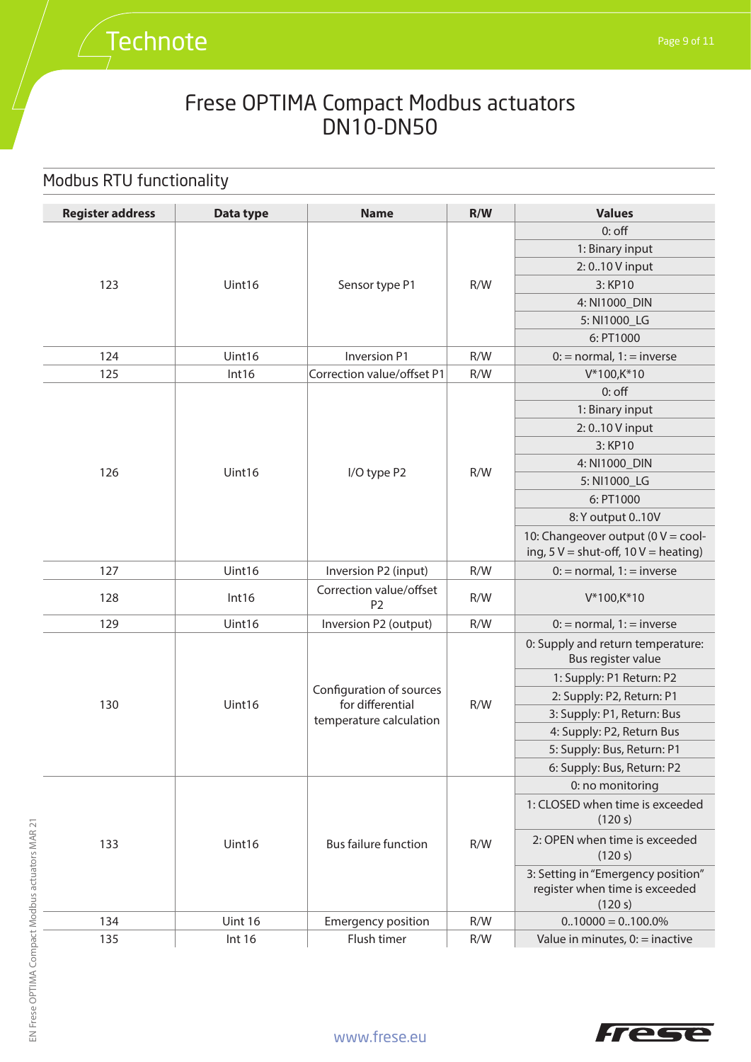# Frese OPTIMA Compact Modbus actuators DN10-DN50

## Modbus RTU functionality

| Register address | Data type | Name | R/W | Values |
|---|---|---|---|---|
| 123 | Uint16 | Sensor type P1 | R/W | 0: off |
| | | | | 1: Binary input |
| | | | | 2: 0..10 V input |
| | | | | 3: KP10 |
| | | | | 4: NI1000_DIN |
| | | | | 5: NI1000_LG |
| | | | | 6: PT1000 |
| 124 | Uint16 | Inversion P1 | R/W | 0: = normal, 1: = inverse |
| 125 | Int16 | Correction value/offset P1 | R/W | V*100,K*10 |
| 126 | Uint16 | I/O type P2 | R/W | 0: off |
| | | | | 1: Binary input |
| | | | | 2: 0..10 V input |
| | | | | 3: KP10 |
| | | | | 4: NI1000_DIN |
| | | | | 5: NI1000_LG |
| | | | | 6: PT1000 |
| | | | | 8: Y output 0..10V |
| | | | | 10: Changeover output (0 V = cooling, 5 V = shut-off, 10 V = heating) |
| 127 | Uint16 | Inversion P2 (input) | R/W | 0: = normal, 1: = inverse |
| 128 | Int16 | Correction value/offset P2 | R/W | V*100,K*10 |
| 129 | Uint16 | Inversion P2 (output) | R/W | 0: = normal, 1: = inverse |
| 130 | Uint16 | Configuration of sources for differential temperature calculation | R/W | 0: Supply and return temperature: Bus register value |
| | | | | 1: Supply: P1 Return: P2 |
| | | | | 2: Supply: P2, Return: P1 |
| | | | | 3: Supply: P1, Return: Bus |
| | | | | 4: Supply: P2, Return Bus |
| | | | | 5: Supply: Bus, Return: P1 |
| | | | | 6: Supply: Bus, Return: P2 |
| 133 | Uint16 | Bus failure function | R/W | 0: no monitoring |
| | | | | 1: CLOSED when time is exceeded (120 s) |
| | | | | 2: OPEN when time is exceeded (120 s) |
| | | | | 3: Setting in "Emergency position" register when time is exceeded (120 s) |
| 134 | Uint 16 | Emergency position | R/W | 0..10000 = 0..100.0% |
| 135 | Int 16 | Flush timer | R/W | Value in minutes, 0: = inactive |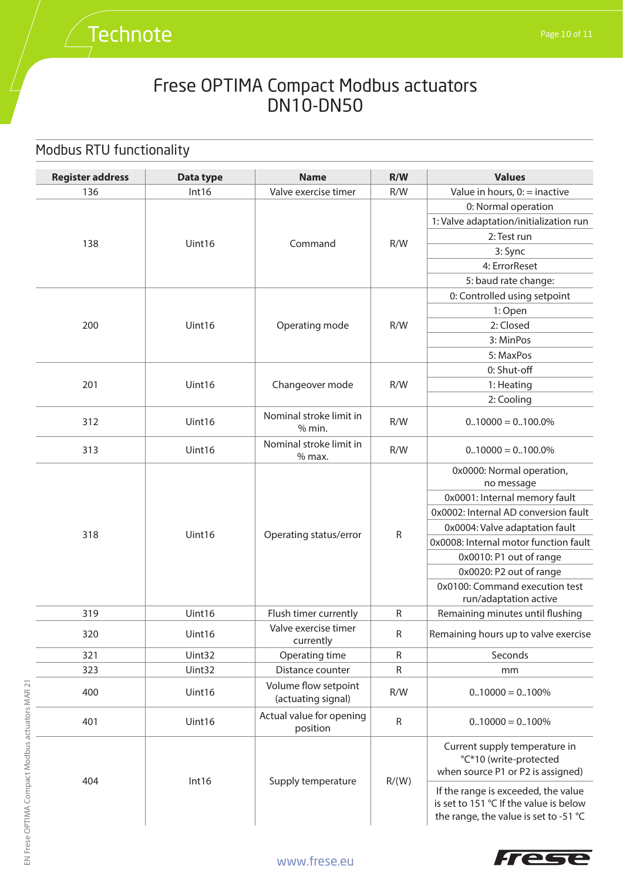# Frese OPTIMA Compact Modbus actuators DN10-DN50

## Modbus RTU functionality

| Register address | Data type | Name | R/W | Values |
|---|---|---|---|---|
| 136 | Int16 | Valve exercise timer | R/W | Value in hours, 0: = inactive |
| 138 | Uint16 | Command | R/W | 0: Normal operation |
| | | | | 1: Valve adaptation/initialization run |
| | | | | 2: Test run |
| | | | | 3: Sync |
| | | | | 4: ErrorReset |
| | | | | 5: baud rate change: |
| 200 | Uint16 | Operating mode | R/W | 0: Controlled using setpoint |
| | | | | 1: Open |
| | | | | 2: Closed |
| | | | | 3: MinPos |
| | | | | 5: MaxPos |
| 201 | Uint16 | Changeover mode | R/W | 0: Shut-off |
| | | | | 1: Heating |
| | | | | 2: Cooling |
| 312 | Uint16 | Nominal stroke limit in % min. | R/W | 0..10000 = 0..100.0% |
| 313 | Uint16 | Nominal stroke limit in % max. | R/W | 0..10000 = 0..100.0% |
| 318 | Uint16 | Operating status/error | R | 0x0000: Normal operation, no message |
| | | | | 0x0001: Internal memory fault |
| | | | | 0x0002: Internal AD conversion fault |
| | | | | 0x0004: Valve adaptation fault |
| | | | | 0x0008: Internal motor function fault |
| | | | | 0x0010: P1 out of range |
| | | | | 0x0020: P2 out of range |
| | | | | 0x0100: Command execution test run/adaptation active |
| 319 | Uint16 | Flush timer currently | R | Remaining minutes until flushing |
| 320 | Uint16 | Valve exercise timer currently | R | Remaining hours up to valve exercise |
| 321 | Uint32 | Operating time | R | Seconds |
| 323 | Uint32 | Distance counter | R | mm |
| 400 | Uint16 | Volume flow setpoint (actuating signal) | R/W | 0..10000 = 0..100% |
| 401 | Uint16 | Actual value for opening position | R | 0..10000 = 0..100% |
| 404 | Int16 | Supply temperature | R/(W) | Current supply temperature in °C*10 (write-protected when source P1 or P2 is assigned) |
| | | | | If the range is exceeded, the value is set to 151 °C If the value is below the range, the value is set to -51 °C |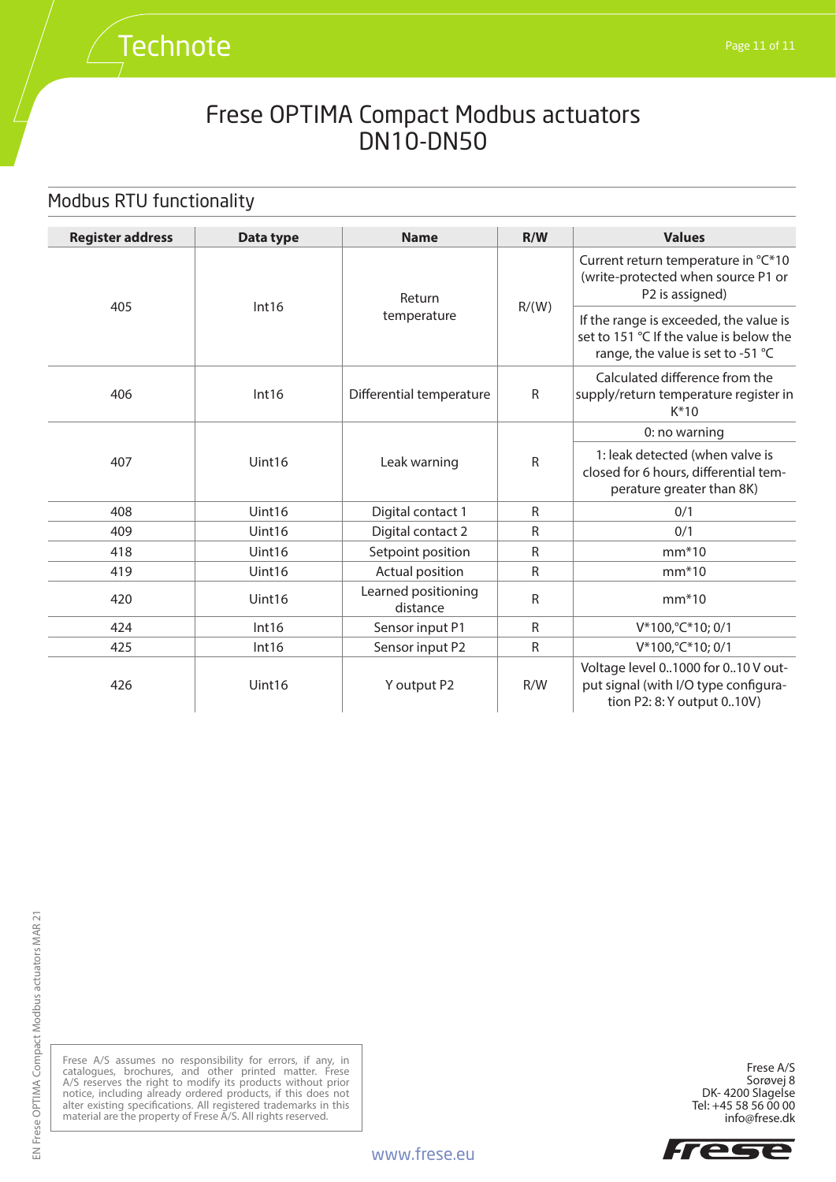# Frese OPTIMA Compact Modbus actuators DN10-DN50

## Modbus RTU functionality

| Register address | Data type | Name | R/W | Values |
|---|---|---|---|---|
| 405 | Int16 | Return temperature | R/(W) | Current return temperature in °C*10 (write-protected when source P1 or P2 is assigned) |
| | | | | If the range is exceeded, the value is set to 151 °C If the value is below the range, the value is set to -51 °C |
| 406 | Int16 | Differential temperature | R | Calculated difference from the supply/return temperature register in K*10 |
| 407 | Uint16 | Leak warning | R | 0: no warning |
| | | | | 1: leak detected (when valve is closed for 6 hours, differential temperature greater than 8K) |
| 408 | Uint16 | Digital contact 1 | R | 0/1 |
| 409 | Uint16 | Digital contact 2 | R | 0/1 |
| 418 | Uint16 | Setpoint position | R | mm*10 |
| 419 | Uint16 | Actual position | R | mm*10 |
| 420 | Uint16 | Learned positioning distance | R | mm*10 |
| 424 | Int16 | Sensor input P1 | R | V*100,°C*10; 0/1 |
| 425 | Int16 | Sensor input P2 | R | V*100,°C*10; 0/1 |
| 426 | Uint16 | Y output P2 | R/W | Voltage level 0..1000 for 0..10 V output signal (with I/O type configuration P2: 8: Y output 0..10V) |

Frese A/S assumes no responsibility for errors, if any, in catalogues, brochures, and other printed matter. Frese A/S reserves the right to modify its products without prior notice, including already ordered products, if this does not alter existing specifications. All registered trademarks in this material are the property of Frese A/S. All rights reserved.

Frese A/S
Sorøvej 8
DK- 4200 Slagelse
Tel: +45 58 56 00 00
info@frese.dk

www.frese.eu